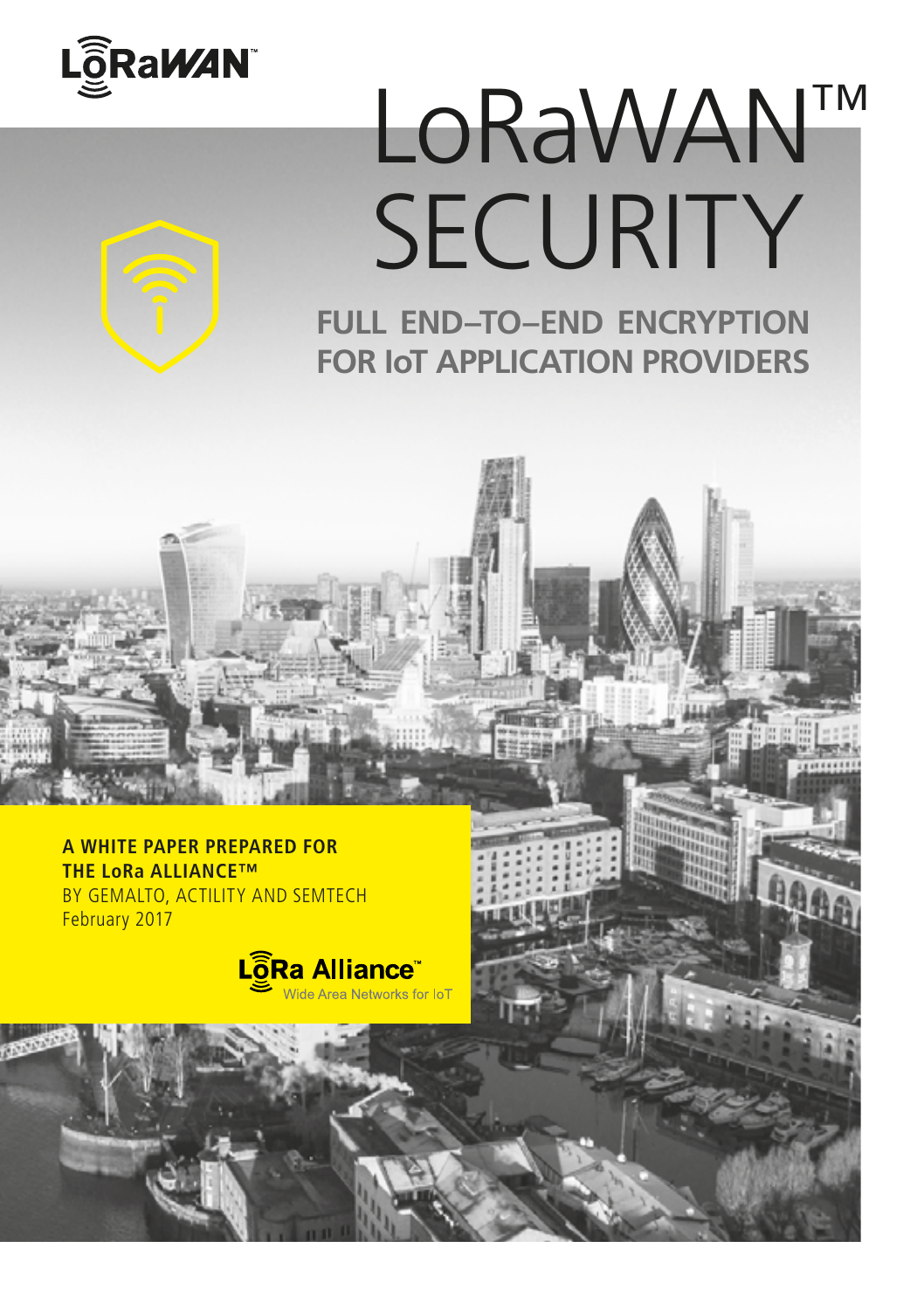LoRaWAN™

# LoRaWAN™ SECURITY

## FULL END–TO–END ENCRYPTION FOR IoT APPLICATION PROVIDERS

**A WHITE PAPER PREPARED FOR THE LoRa ALLIANCE™**
BY GEMALTO, ACTILITY AND SEMTECH
February 2017

LoRa Alliance™
Wide Area Networks for IoT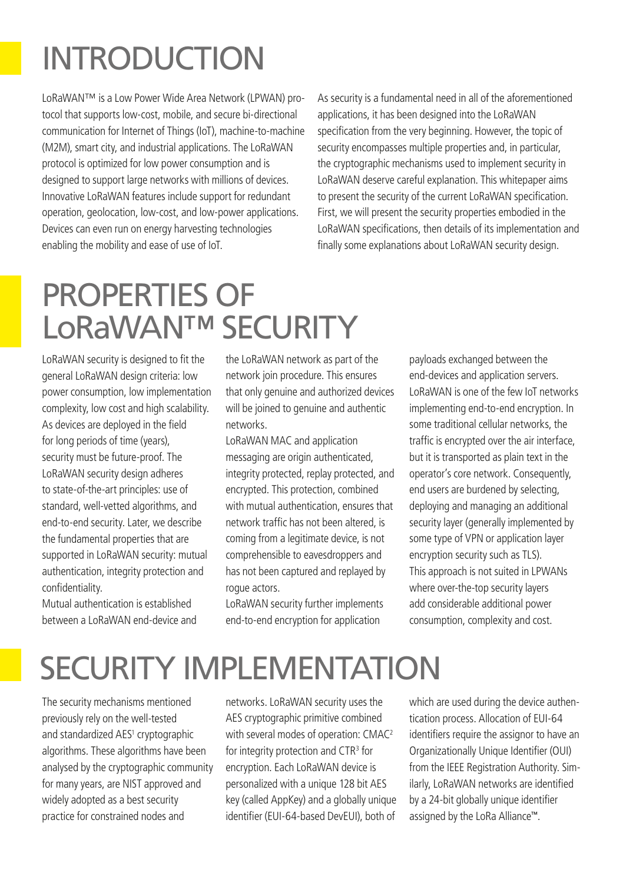# INTRODUCTION

LoRaWAN™ is a Low Power Wide Area Network (LPWAN) protocol that supports low-cost, mobile, and secure bi-directional communication for Internet of Things (IoT), machine-to-machine (M2M), smart city, and industrial applications. The LoRaWAN protocol is optimized for low power consumption and is designed to support large networks with millions of devices. Innovative LoRaWAN features include support for redundant operation, geolocation, low-cost, and low-power applications. Devices can even run on energy harvesting technologies enabling the mobility and ease of use of IoT.

As security is a fundamental need in all of the aforementioned applications, it has been designed into the LoRaWAN specification from the very beginning. However, the topic of security encompasses multiple properties and, in particular, the cryptographic mechanisms used to implement security in LoRaWAN deserve careful explanation. This whitepaper aims to present the security of the current LoRaWAN specification. First, we will present the security properties embodied in the LoRaWAN specifications, then details of its implementation and finally some explanations about LoRaWAN security design.

# PROPERTIES OF LoRaWAN™ SECURITY

LoRaWAN security is designed to fit the general LoRaWAN design criteria: low power consumption, low implementation complexity, low cost and high scalability. As devices are deployed in the field for long periods of time (years), security must be future-proof. The LoRaWAN security design adheres to state-of-the-art principles: use of standard, well-vetted algorithms, and end-to-end security. Later, we describe the fundamental properties that are supported in LoRaWAN security: mutual authentication, integrity protection and confidentiality.

Mutual authentication is established between a LoRaWAN end-device and the LoRaWAN network as part of the network join procedure. This ensures that only genuine and authorized devices will be joined to genuine and authentic networks.

LoRaWAN MAC and application messaging are origin authenticated, integrity protected, replay protected, and encrypted. This protection, combined with mutual authentication, ensures that network traffic has not been altered, is coming from a legitimate device, is not comprehensible to eavesdroppers and has not been captured and replayed by rogue actors.

LoRaWAN security further implements end-to-end encryption for application payloads exchanged between the end-devices and application servers. LoRaWAN is one of the few IoT networks implementing end-to-end encryption. In some traditional cellular networks, the traffic is encrypted over the air interface, but it is transported as plain text in the operator's core network. Consequently, end users are burdened by selecting, deploying and managing an additional security layer (generally implemented by some type of VPN or application layer encryption security such as TLS).

This approach is not suited in LPWANs where over-the-top security layers add considerable additional power consumption, complexity and cost.

# SECURITY IMPLEMENTATION

The security mechanisms mentioned previously rely on the well-tested and standardized AES[1] cryptographic algorithms. These algorithms have been analysed by the cryptographic community for many years, are NIST approved and widely adopted as a best security practice for constrained nodes and networks. LoRaWAN security uses the AES cryptographic primitive combined with several modes of operation: CMAC[2] for integrity protection and CTR[3] for encryption. Each LoRaWAN device is personalized with a unique 128 bit AES key (called AppKey) and a globally unique identifier (EUI-64-based DevEUI), both of which are used during the device authentication process. Allocation of EUI-64 identifiers require the assignor to have an Organizationally Unique Identifier (OUI) from the IEEE Registration Authority. Similarly, LoRaWAN networks are identified by a 24-bit globally unique identifier assigned by the LoRa Alliance™.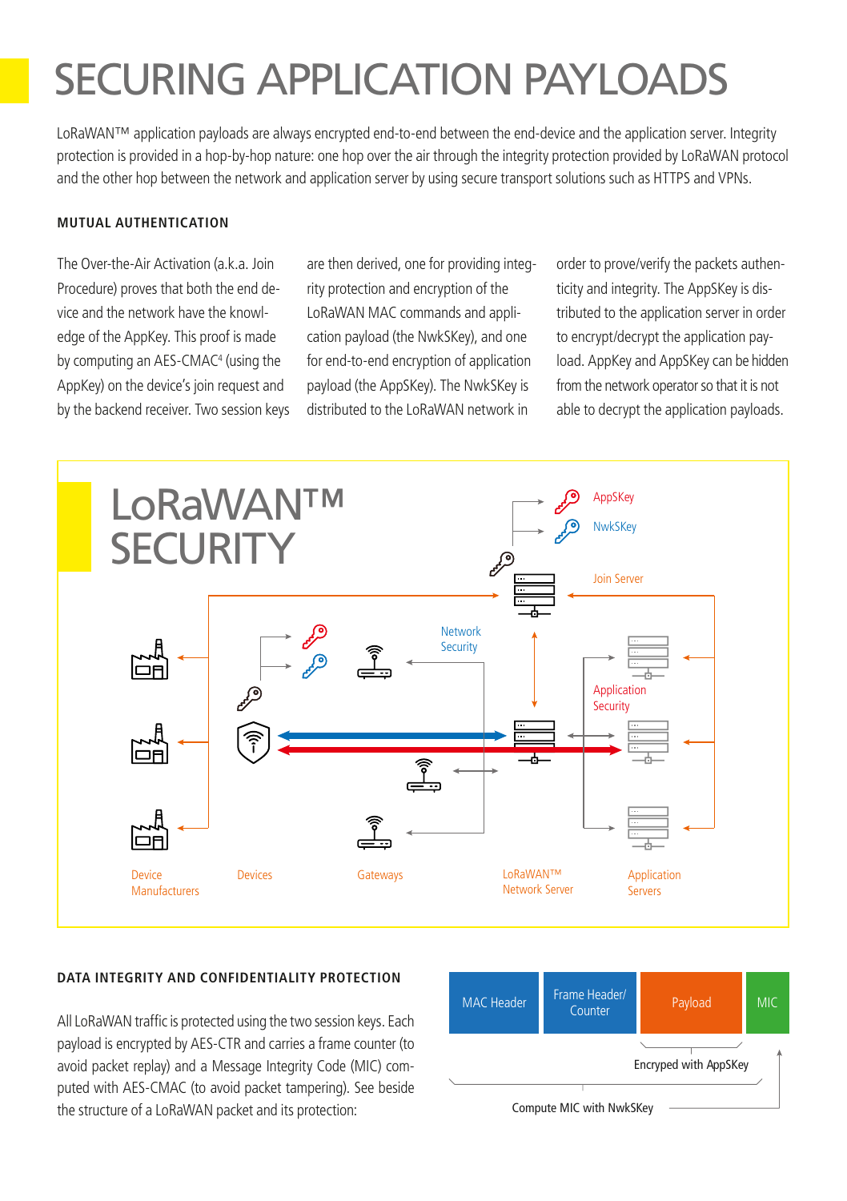# SECURING APPLICATION PAYLOADS

LoRaWAN™ application payloads are always encrypted end-to-end between the end-device and the application server. Integrity protection is provided in a hop-by-hop nature: one hop over the air through the integrity protection provided by LoRaWAN protocol and the other hop between the network and application server by using secure transport solutions such as HTTPS and VPNs.

### MUTUAL AUTHENTICATION

The Over-the-Air Activation (a.k.a. Join Procedure) proves that both the end device and the network have the knowledge of the AppKey. This proof is made by computing an AES-CMAC[4] (using the AppKey) on the device's join request and by the backend receiver. Two session keys are then derived, one for providing integrity protection and encryption of the LoRaWAN MAC commands and application payload (the NwkSKey), and one for end-to-end encryption of application payload (the AppSKey). The NwkSKey is distributed to the LoRaWAN network in order to prove/verify the packets authenticity and integrity. The AppSKey is distributed to the application server in order to encrypt/decrypt the application payload. AppKey and AppSKey can be hidden from the network operator so that it is not able to decrypt the application payloads.

## LoRaWAN™ SECURITY

AppSKey

NwkSKey

Join Server

Network Security

Application Security

Device Manufacturers | Devices | Gateways | LoRaWAN™ Network Server | Application Servers

### DATA INTEGRITY AND CONFIDENTIALITY PROTECTION

All LoRaWAN traffic is protected using the two session keys. Each payload is encrypted by AES-CTR and carries a frame counter (to avoid packet replay) and a Message Integrity Code (MIC) computed with AES-CMAC (to avoid packet tampering). See beside the structure of a LoRaWAN packet and its protection:

| MAC Header | Frame Header/ Counter | Payload | MIC |
|---|---|---|---|

Encryped with AppSKey

Compute MIC with NwkSKey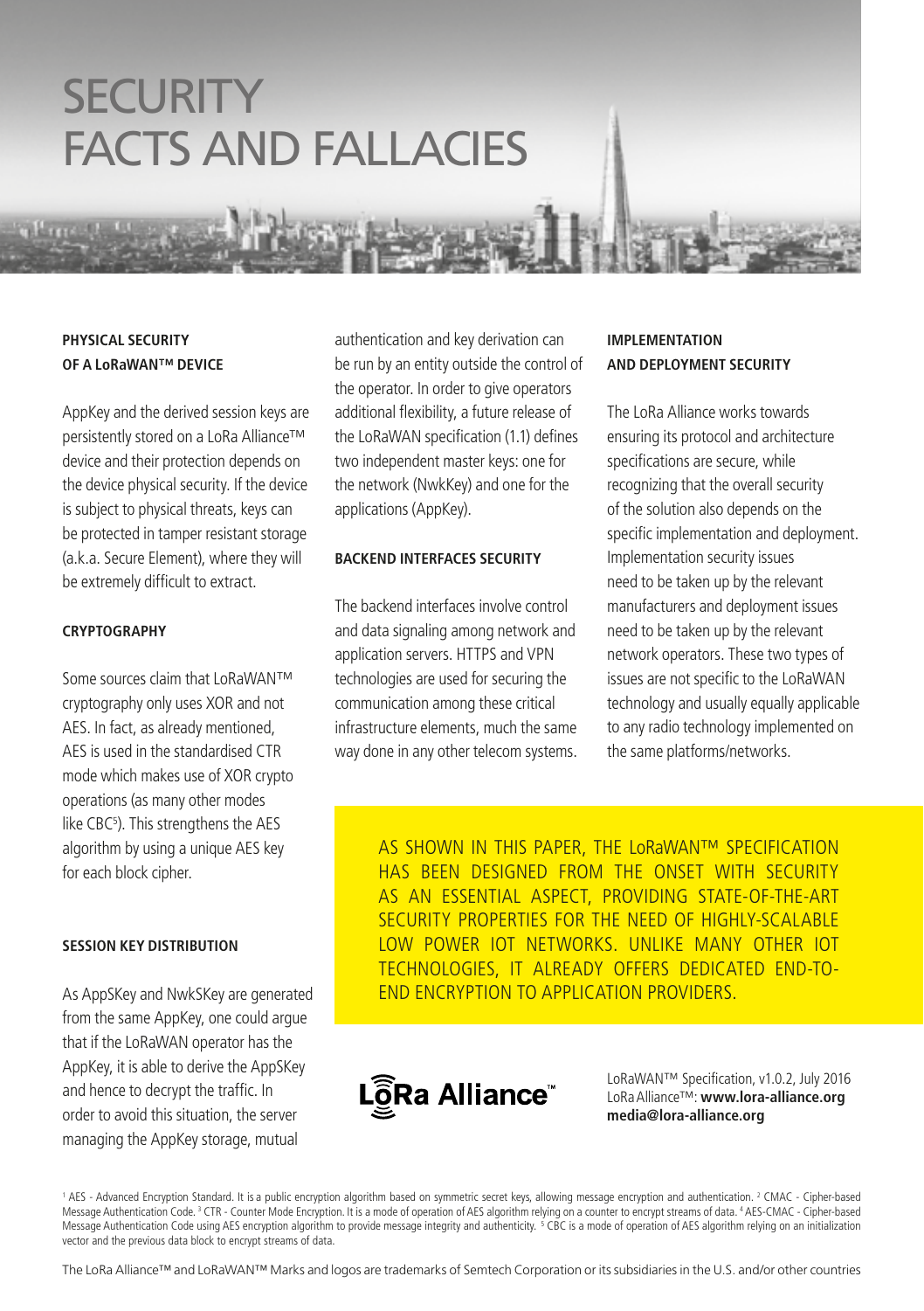# SECURITY FACTS AND FALLACIES

### PHYSICAL SECURITY OF A LoRaWAN™ DEVICE

AppKey and the derived session keys are persistently stored on a LoRa Alliance™ device and their protection depends on the device physical security. If the device is subject to physical threats, keys can be protected in tamper resistant storage (a.k.a. Secure Element), where they will be extremely difficult to extract.

### CRYPTOGRAPHY

Some sources claim that LoRaWAN™ cryptography only uses XOR and not AES. In fact, as already mentioned, AES is used in the standardised CTR mode which makes use of XOR crypto operations (as many other modes like CBC[5]). This strengthens the AES algorithm by using a unique AES key for each block cipher.

### SESSION KEY DISTRIBUTION

As AppSKey and NwkSKey are generated from the same AppKey, one could argue that if the LoRaWAN operator has the AppKey, it is able to derive the AppSKey and hence to decrypt the traffic. In order to avoid this situation, the server managing the AppKey storage, mutual authentication and key derivation can be run by an entity outside the control of the operator. In order to give operators additional flexibility, a future release of the LoRaWAN specification (1.1) defines two independent master keys: one for the network (NwkKey) and one for the applications (AppKey).

### BACKEND INTERFACES SECURITY

The backend interfaces involve control and data signaling among network and application servers. HTTPS and VPN technologies are used for securing the communication among these critical infrastructure elements, much the same way done in any other telecom systems.

### IMPLEMENTATION AND DEPLOYMENT SECURITY

The LoRa Alliance works towards ensuring its protocol and architecture specifications are secure, while recognizing that the overall security of the solution also depends on the specific implementation and deployment. Implementation security issues need to be taken up by the relevant manufacturers and deployment issues need to be taken up by the relevant network operators. These two types of issues are not specific to the LoRaWAN technology and usually equally applicable to any radio technology implemented on the same platforms/networks.

AS SHOWN IN THIS PAPER, THE LoRaWAN™ SPECIFICATION HAS BEEN DESIGNED FROM THE ONSET WITH SECURITY AS AN ESSENTIAL ASPECT, PROVIDING STATE-OF-THE-ART SECURITY PROPERTIES FOR THE NEED OF HIGHLY-SCALABLE LOW POWER IOT NETWORKS. UNLIKE MANY OTHER IOT TECHNOLOGIES, IT ALREADY OFFERS DEDICATED END-TO-END ENCRYPTION TO APPLICATION PROVIDERS.

LoRa Alliance™

LoRaWAN™ Specification, v1.0.2, July 2016
LoRa Alliance™: **www.lora-alliance.org**
**media@lora-alliance.org**

[1] AES - Advanced Encryption Standard. It is a public encryption algorithm based on symmetric secret keys, allowing message encryption and authentication. [2] CMAC - Cipher-based Message Authentication Code. [3] CTR - Counter Mode Encryption. It is a mode of operation of AES algorithm relying on a counter to encrypt streams of data. [4] AES-CMAC - Cipher-based Message Authentication Code using AES encryption algorithm to provide message integrity and authenticity. [5] CBC is a mode of operation of AES algorithm relying on an initialization vector and the previous data block to encrypt streams of data.

The LoRa Alliance™ and LoRaWAN™ Marks and logos are trademarks of Semtech Corporation or its subsidiaries in the U.S. and/or other countries